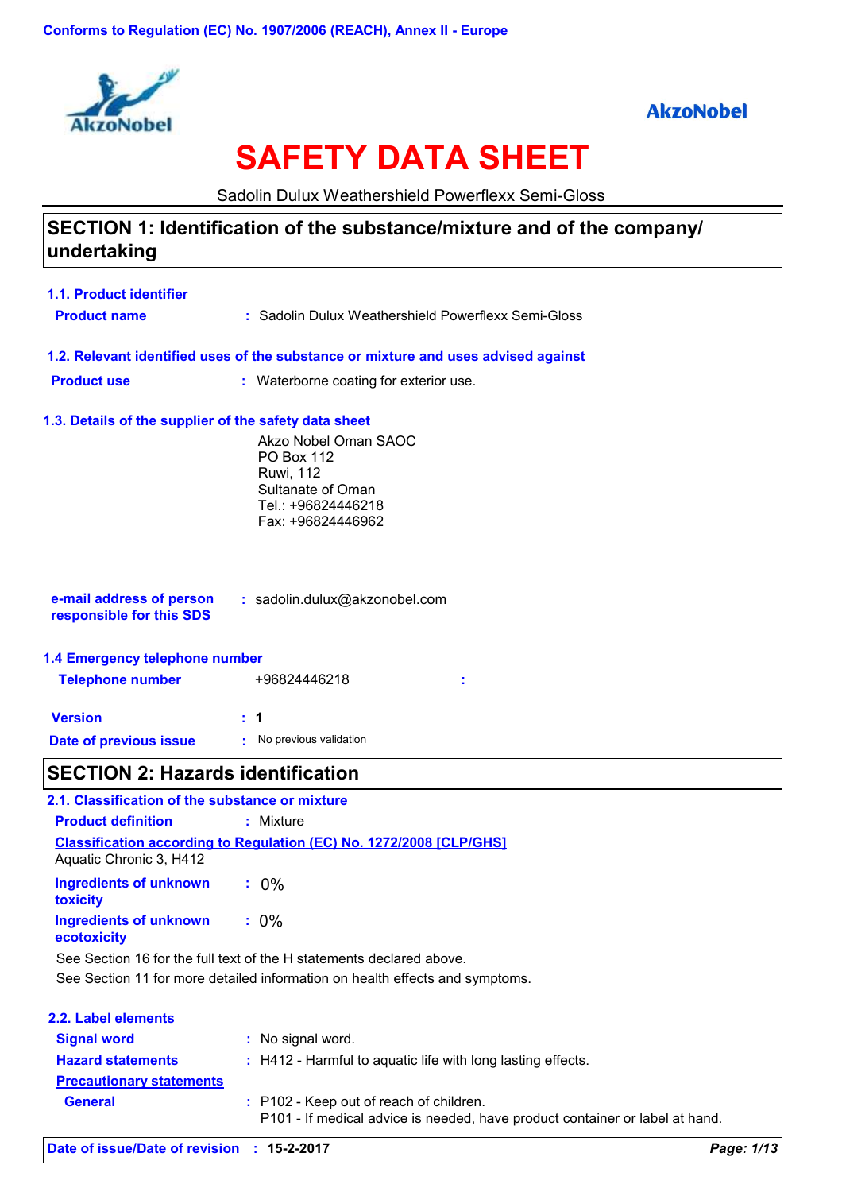Conforms to Regulation (EC) No. 1907/2006 (REACH), Annex II - Europe

AkzoNobel

# SAFETY DATA SHEET

Sadolin Dulux Weathershield Powerflexx Semi-Gloss

## SECTION 1: Identification of the substance/mixture and of the company/ undertaking

### 1.1. Product identifier

**Product name** : Sadolin Dulux Weathershield Powerflexx Semi-Gloss

### 1.2. Relevant identified uses of the substance or mixture and uses advised against

**Product use** : Waterborne coating for exterior use.

### 1.3. Details of the supplier of the safety data sheet

Akzo Nobel Oman SAOC
PO Box 112
Ruwi, 112
Sultanate of Oman
Tel.: +96824446218
Fax: +96824446962

**e-mail address of person responsible for this SDS** : sadolin.dulux@akzonobel.com

### 1.4 Emergency telephone number

**Telephone number** : +96824446218

**Version** : 1

**Date of previous issue** : No previous validation

## SECTION 2: Hazards identification

### 2.1. Classification of the substance or mixture

**Product definition** : Mixture

**Classification according to Regulation (EC) No. 1272/2008 [CLP/GHS]**

Aquatic Chronic 3, H412

**Ingredients of unknown toxicity** : 0%

**Ingredients of unknown ecotoxicity** : 0%

See Section 16 for the full text of the H statements declared above.

See Section 11 for more detailed information on health effects and symptoms.

### 2.2. Label elements

**Signal word** : No signal word.

**Hazard statements** : H412 - Harmful to aquatic life with long lasting effects.

**Precautionary statements**

**General** : P102 - Keep out of reach of children.
P101 - If medical advice is needed, have product container or label at hand.

**Date of issue/Date of revision** : 15-2-2017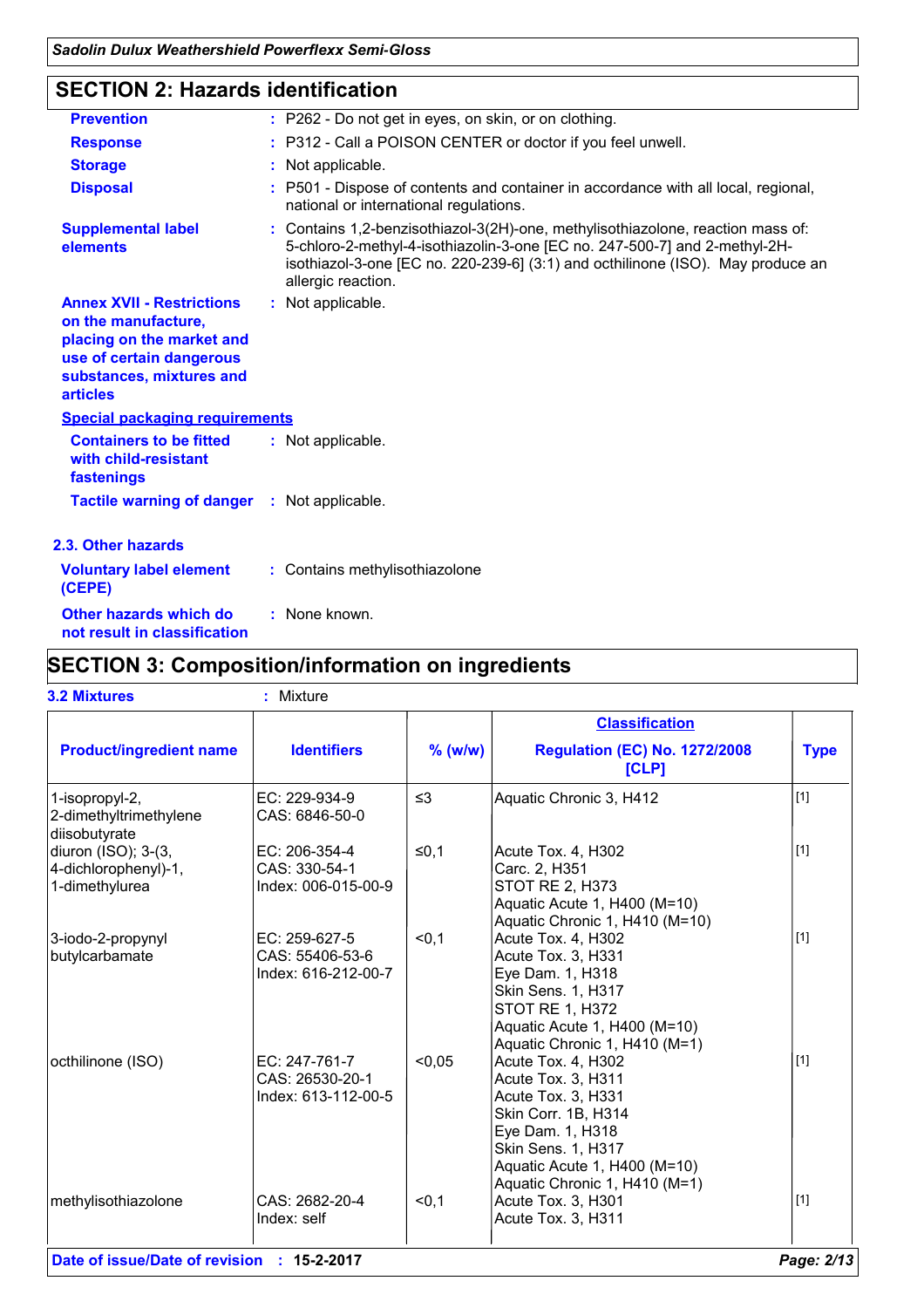## SECTION 2: Hazards identification

| | | |
|---|---|---|
| **Prevention** | : | P262 - Do not get in eyes, on skin, or on clothing. |
| **Response** | : | P312 - Call a POISON CENTER or doctor if you feel unwell. |
| **Storage** | : | Not applicable. |
| **Disposal** | : | P501 - Dispose of contents and container in accordance with all local, regional, national or international regulations. |
| **Supplemental label elements** | : | Contains 1,2-benzisothiazol-3(2H)-one, methylisothiazolone, reaction mass of: 5-chloro-2-methyl-4-isothiazolin-3-one [EC no. 247-500-7] and 2-methyl-2H-isothiazol-3-one [EC no. 220-239-6] (3:1) and octhilinone (ISO). May produce an allergic reaction. |
| **Annex XVII - Restrictions on the manufacture, placing on the market and use of certain dangerous substances, mixtures and articles** | : | Not applicable. |

**Special packaging requirements**

| | | |
|---|---|---|
| **Containers to be fitted with child-resistant fastenings** | : | Not applicable. |
| **Tactile warning of danger** | : | Not applicable. |

### 2.3. Other hazards

| | | |
|---|---|---|
| **Voluntary label element (CEPE)** | : | Contains methylisothiazolone |
| **Other hazards which do not result in classification** | : | None known. |

## SECTION 3: Composition/information on ingredients

**3.2 Mixtures** : Mixture

| Product/ingredient name | Identifiers | % (w/w) | Classification<br>Regulation (EC) No. 1272/2008 [CLP] | Type |
|---|---|---|---|---|
| 1-isopropyl-2, 2-dimethyltrimethylene diisobutyrate | EC: 229-934-9<br>CAS: 6846-50-0 | ≤3 | Aquatic Chronic 3, H412 | [1] |
| diuron (ISO); 3-(3, 4-dichlorophenyl)-1, 1-dimethylurea | EC: 206-354-4<br>CAS: 330-54-1<br>Index: 006-015-00-9 | ≤0,1 | Acute Tox. 4, H302<br>Carc. 2, H351<br>STOT RE 2, H373<br>Aquatic Acute 1, H400 (M=10)<br>Aquatic Chronic 1, H410 (M=10) | [1] |
| 3-iodo-2-propynyl butylcarbamate | EC: 259-627-5<br>CAS: 55406-53-6<br>Index: 616-212-00-7 | <0,1 | Acute Tox. 4, H302<br>Acute Tox. 3, H331<br>Eye Dam. 1, H318<br>Skin Sens. 1, H317<br>STOT RE 1, H372<br>Aquatic Acute 1, H400 (M=10)<br>Aquatic Chronic 1, H410 (M=1) | [1] |
| octhilinone (ISO) | EC: 247-761-7<br>CAS: 26530-20-1<br>Index: 613-112-00-5 | <0,05 | Acute Tox. 4, H302<br>Acute Tox. 3, H311<br>Acute Tox. 3, H331<br>Skin Corr. 1B, H314<br>Eye Dam. 1, H318<br>Skin Sens. 1, H317<br>Aquatic Acute 1, H400 (M=10)<br>Aquatic Chronic 1, H410 (M=1) | [1] |
| methylisothiazolone | CAS: 2682-20-4<br>Index: self | <0,1 | Acute Tox. 3, H301<br>Acute Tox. 3, H311 | [1] |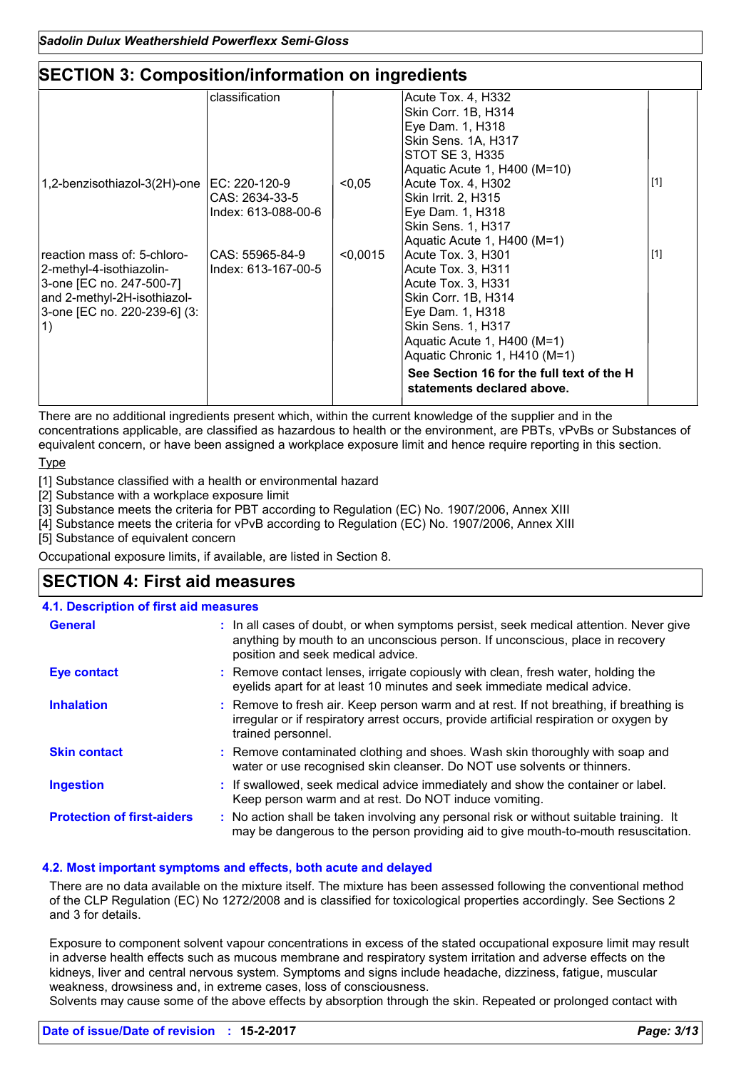## SECTION 3: Composition/information on ingredients

| | | | | |
|---|---|---|---|---|
| | classification | | Acute Tox. 4, H332<br>Skin Corr. 1B, H314<br>Eye Dam. 1, H318<br>Skin Sens. 1A, H317<br>STOT SE 3, H335<br>Aquatic Acute 1, H400 (M=10) | |
| 1,2-benzisothiazol-3(2H)-one | EC: 220-120-9<br>CAS: 2634-33-5<br>Index: 613-088-00-6 | <0,05 | Acute Tox. 4, H302<br>Skin Irrit. 2, H315<br>Eye Dam. 1, H318<br>Skin Sens. 1, H317<br>Aquatic Acute 1, H400 (M=1) | [1] |
| reaction mass of: 5-chloro-2-methyl-4-isothiazolin-3-one [EC no. 247-500-7] and 2-methyl-2H-isothiazol-3-one [EC no. 220-239-6] (3:1) | CAS: 55965-84-9<br>Index: 613-167-00-5 | <0,0015 | Acute Tox. 3, H301<br>Acute Tox. 3, H311<br>Acute Tox. 3, H331<br>Skin Corr. 1B, H314<br>Eye Dam. 1, H318<br>Skin Sens. 1, H317<br>Aquatic Acute 1, H400 (M=1)<br>Aquatic Chronic 1, H410 (M=1) | [1] |
| | | | **See Section 16 for the full text of the H statements declared above.** | |

There are no additional ingredients present which, within the current knowledge of the supplier and in the concentrations applicable, are classified as hazardous to health or the environment, are PBTs, vPvBs or Substances of equivalent concern, or have been assigned a workplace exposure limit and hence require reporting in this section.

Type

[1] Substance classified with a health or environmental hazard
[2] Substance with a workplace exposure limit
[3] Substance meets the criteria for PBT according to Regulation (EC) No. 1907/2006, Annex XIII
[4] Substance meets the criteria for vPvB according to Regulation (EC) No. 1907/2006, Annex XIII
[5] Substance of equivalent concern

Occupational exposure limits, if available, are listed in Section 8.

## SECTION 4: First aid measures

### 4.1. Description of first aid measures

**General** : In all cases of doubt, or when symptoms persist, seek medical attention. Never give anything by mouth to an unconscious person. If unconscious, place in recovery position and seek medical advice.

**Eye contact** : Remove contact lenses, irrigate copiously with clean, fresh water, holding the eyelids apart for at least 10 minutes and seek immediate medical advice.

**Inhalation** : Remove to fresh air. Keep person warm and at rest. If not breathing, if breathing is irregular or if respiratory arrest occurs, provide artificial respiration or oxygen by trained personnel.

**Skin contact** : Remove contaminated clothing and shoes. Wash skin thoroughly with soap and water or use recognised skin cleanser. Do NOT use solvents or thinners.

**Ingestion** : If swallowed, seek medical advice immediately and show the container or label. Keep person warm and at rest. Do NOT induce vomiting.

**Protection of first-aiders** : No action shall be taken involving any personal risk or without suitable training. It may be dangerous to the person providing aid to give mouth-to-mouth resuscitation.

### 4.2. Most important symptoms and effects, both acute and delayed

There are no data available on the mixture itself. The mixture has been assessed following the conventional method of the CLP Regulation (EC) No 1272/2008 and is classified for toxicological properties accordingly. See Sections 2 and 3 for details.

Exposure to component solvent vapour concentrations in excess of the stated occupational exposure limit may result in adverse health effects such as mucous membrane and respiratory system irritation and adverse effects on the kidneys, liver and central nervous system. Symptoms and signs include headache, dizziness, fatigue, muscular weakness, drowsiness and, in extreme cases, loss of consciousness.
Solvents may cause some of the above effects by absorption through the skin. Repeated or prolonged contact with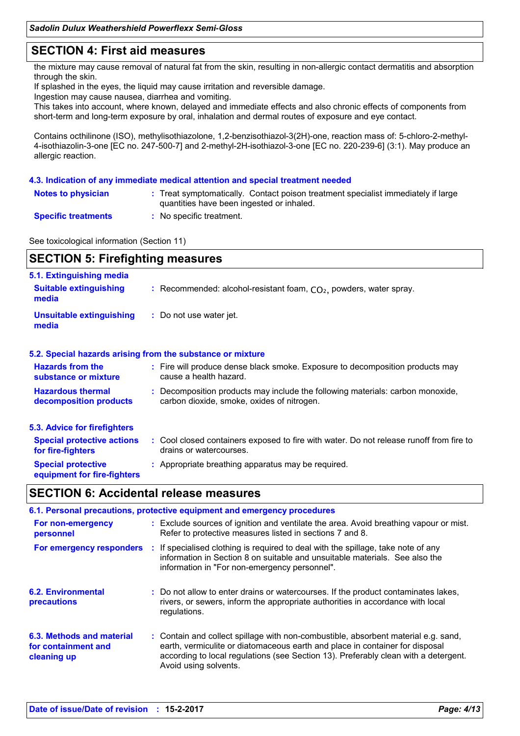## SECTION 4: First aid measures

the mixture may cause removal of natural fat from the skin, resulting in non-allergic contact dermatitis and absorption through the skin.
If splashed in the eyes, the liquid may cause irritation and reversible damage.
Ingestion may cause nausea, diarrhea and vomiting.
This takes into account, where known, delayed and immediate effects and also chronic effects of components from short-term and long-term exposure by oral, inhalation and dermal routes of exposure and eye contact.

Contains octhilinone (ISO), methylisothiazolone, 1,2-benzisothiazol-3(2H)-one, reaction mass of: 5-chloro-2-methyl-4-isothiazolin-3-one [EC no. 247-500-7] and 2-methyl-2H-isothiazol-3-one [EC no. 220-239-6] (3:1). May produce an allergic reaction.

### 4.3. Indication of any immediate medical attention and special treatment needed

**Notes to physician** : Treat symptomatically. Contact poison treatment specialist immediately if large quantities have been ingested or inhaled.

**Specific treatments** : No specific treatment.

See toxicological information (Section 11)

## SECTION 5: Firefighting measures

### 5.1. Extinguishing media

**Suitable extinguishing media** : Recommended: alcohol-resistant foam, $CO_2$, powders, water spray.

**Unsuitable extinguishing media** : Do not use water jet.

### 5.2. Special hazards arising from the substance or mixture

**Hazards from the substance or mixture** : Fire will produce dense black smoke. Exposure to decomposition products may cause a health hazard.

**Hazardous thermal decomposition products** : Decomposition products may include the following materials: carbon monoxide, carbon dioxide, smoke, oxides of nitrogen.

### 5.3. Advice for firefighters

**Special protective actions for fire-fighters** : Cool closed containers exposed to fire with water. Do not release runoff from fire to drains or watercourses.

**Special protective equipment for fire-fighters** : Appropriate breathing apparatus may be required.

## SECTION 6: Accidental release measures

### 6.1. Personal precautions, protective equipment and emergency procedures

**For non-emergency personnel** : Exclude sources of ignition and ventilate the area. Avoid breathing vapour or mist. Refer to protective measures listed in sections 7 and 8.

**For emergency responders** : If specialised clothing is required to deal with the spillage, take note of any information in Section 8 on suitable and unsuitable materials. See also the information in "For non-emergency personnel".

### 6.2. Environmental precautions

: Do not allow to enter drains or watercourses. If the product contaminates lakes, rivers, or sewers, inform the appropriate authorities in accordance with local regulations.

### 6.3. Methods and material for containment and cleaning up

: Contain and collect spillage with non-combustible, absorbent material e.g. sand, earth, vermiculite or diatomaceous earth and place in container for disposal according to local regulations (see Section 13). Preferably clean with a detergent. Avoid using solvents.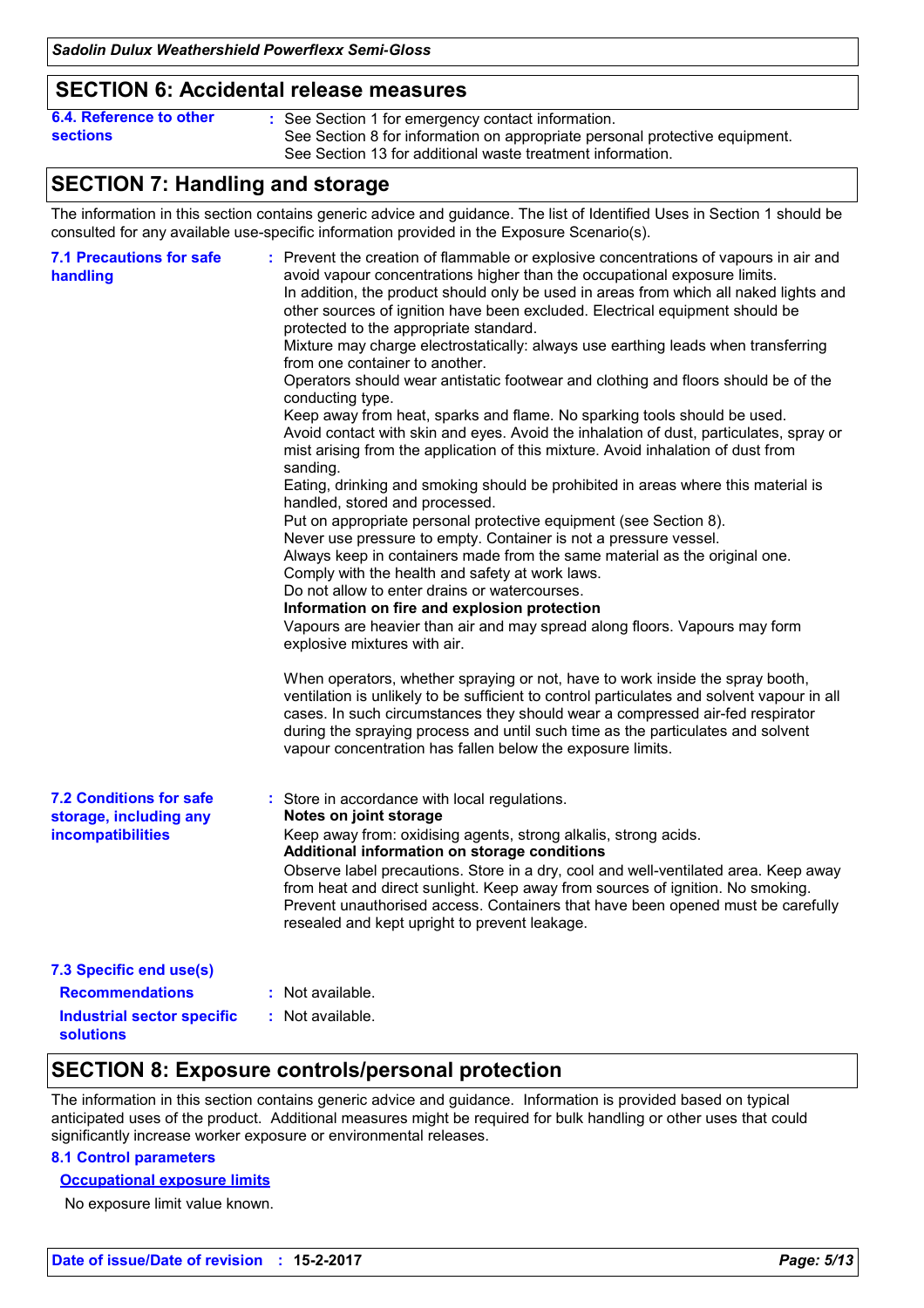## SECTION 6: Accidental release measures

**6.4. Reference to other sections** : See Section 1 for emergency contact information.
See Section 8 for information on appropriate personal protective equipment.
See Section 13 for additional waste treatment information.

## SECTION 7: Handling and storage

The information in this section contains generic advice and guidance. The list of Identified Uses in Section 1 should be consulted for any available use-specific information provided in the Exposure Scenario(s).

**7.1 Precautions for safe handling** : Prevent the creation of flammable or explosive concentrations of vapours in air and avoid vapour concentrations higher than the occupational exposure limits.
In addition, the product should only be used in areas from which all naked lights and other sources of ignition have been excluded. Electrical equipment should be protected to the appropriate standard.
Mixture may charge electrostatically: always use earthing leads when transferring from one container to another.
Operators should wear antistatic footwear and clothing and floors should be of the conducting type.
Keep away from heat, sparks and flame. No sparking tools should be used.
Avoid contact with skin and eyes. Avoid the inhalation of dust, particulates, spray or mist arising from the application of this mixture. Avoid inhalation of dust from sanding.
Eating, drinking and smoking should be prohibited in areas where this material is handled, stored and processed.
Put on appropriate personal protective equipment (see Section 8).
Never use pressure to empty. Container is not a pressure vessel.
Always keep in containers made from the same material as the original one.
Comply with the health and safety at work laws.
Do not allow to enter drains or watercourses.

**Information on fire and explosion protection**

Vapours are heavier than air and may spread along floors. Vapours may form explosive mixtures with air.

When operators, whether spraying or not, have to work inside the spray booth, ventilation is unlikely to be sufficient to control particulates and solvent vapour in all cases. In such circumstances they should wear a compressed air-fed respirator during the spraying process and until such time as the particulates and solvent vapour concentration has fallen below the exposure limits.

**7.2 Conditions for safe storage, including any incompatibilities** : Store in accordance with local regulations.

**Notes on joint storage**

Keep away from: oxidising agents, strong alkalis, strong acids.

**Additional information on storage conditions**

Observe label precautions. Store in a dry, cool and well-ventilated area. Keep away from heat and direct sunlight. Keep away from sources of ignition. No smoking. Prevent unauthorised access. Containers that have been opened must be carefully resealed and kept upright to prevent leakage.

**7.3 Specific end use(s)**

**Recommendations** : Not available.

**Industrial sector specific solutions** : Not available.

## SECTION 8: Exposure controls/personal protection

The information in this section contains generic advice and guidance. Information is provided based on typical anticipated uses of the product. Additional measures might be required for bulk handling or other uses that could significantly increase worker exposure or environmental releases.

**8.1 Control parameters**

**Occupational exposure limits**

No exposure limit value known.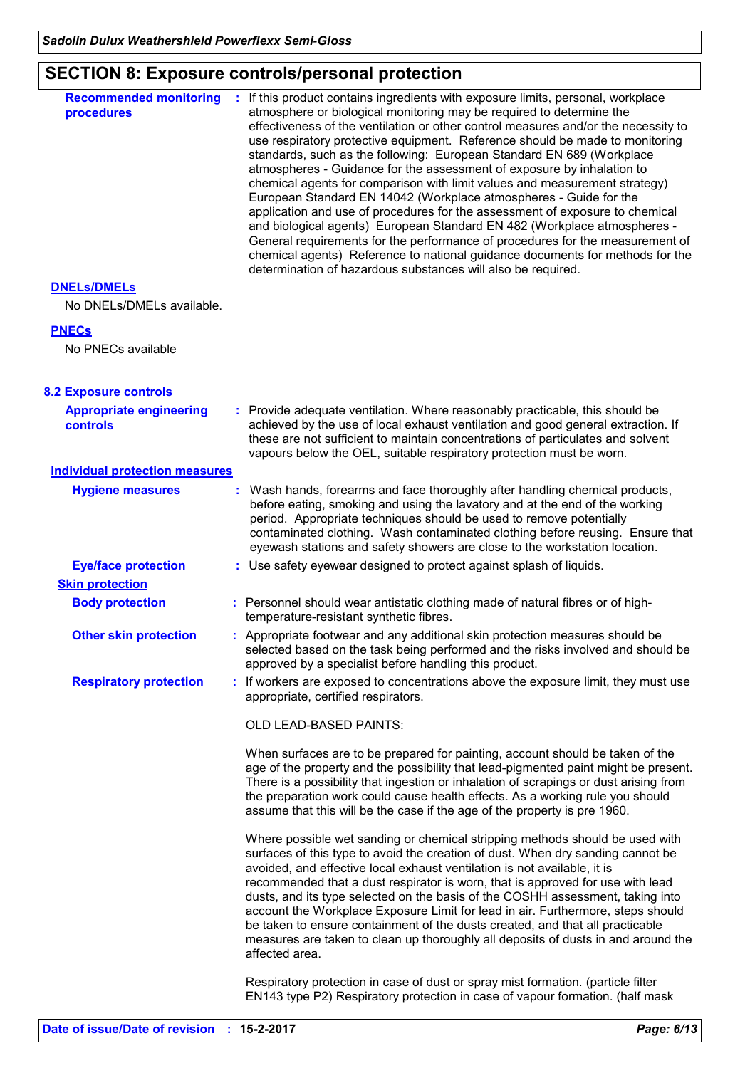## SECTION 8: Exposure controls/personal protection

**Recommended monitoring procedures** : If this product contains ingredients with exposure limits, personal, workplace atmosphere or biological monitoring may be required to determine the effectiveness of the ventilation or other control measures and/or the necessity to use respiratory protective equipment. Reference should be made to monitoring standards, such as the following: European Standard EN 689 (Workplace atmospheres - Guidance for the assessment of exposure by inhalation to chemical agents for comparison with limit values and measurement strategy) European Standard EN 14042 (Workplace atmospheres - Guide for the application and use of procedures for the assessment of exposure to chemical and biological agents) European Standard EN 482 (Workplace atmospheres - General requirements for the performance of procedures for the measurement of chemical agents) Reference to national guidance documents for methods for the determination of hazardous substances will also be required.

**DNELs/DMELs**

No DNELs/DMELs available.

**PNECs**

No PNECs available

### 8.2 Exposure controls

**Appropriate engineering controls** : Provide adequate ventilation. Where reasonably practicable, this should be achieved by the use of local exhaust ventilation and good general extraction. If these are not sufficient to maintain concentrations of particulates and solvent vapours below the OEL, suitable respiratory protection must be worn.

**Individual protection measures**

**Hygiene measures** : Wash hands, forearms and face thoroughly after handling chemical products, before eating, smoking and using the lavatory and at the end of the working period. Appropriate techniques should be used to remove potentially contaminated clothing. Wash contaminated clothing before reusing. Ensure that eyewash stations and safety showers are close to the workstation location.

**Eye/face protection** : Use safety eyewear designed to protect against splash of liquids.

**Skin protection**

**Body protection** : Personnel should wear antistatic clothing made of natural fibres or of high-temperature-resistant synthetic fibres.

**Other skin protection** : Appropriate footwear and any additional skin protection measures should be selected based on the task being performed and the risks involved and should be approved by a specialist before handling this product.

**Respiratory protection** : If workers are exposed to concentrations above the exposure limit, they must use appropriate, certified respirators.

OLD LEAD-BASED PAINTS:

When surfaces are to be prepared for painting, account should be taken of the age of the property and the possibility that lead-pigmented paint might be present. There is a possibility that ingestion or inhalation of scrapings or dust arising from the preparation work could cause health effects. As a working rule you should assume that this will be the case if the age of the property is pre 1960.

Where possible wet sanding or chemical stripping methods should be used with surfaces of this type to avoid the creation of dust. When dry sanding cannot be avoided, and effective local exhaust ventilation is not available, it is recommended that a dust respirator is worn, that is approved for use with lead dusts, and its type selected on the basis of the COSHH assessment, taking into account the Workplace Exposure Limit for lead in air. Furthermore, steps should be taken to ensure containment of the dusts created, and that all practicable measures are taken to clean up thoroughly all deposits of dusts in and around the affected area.

Respiratory protection in case of dust or spray mist formation. (particle filter EN143 type P2) Respiratory protection in case of vapour formation. (half mask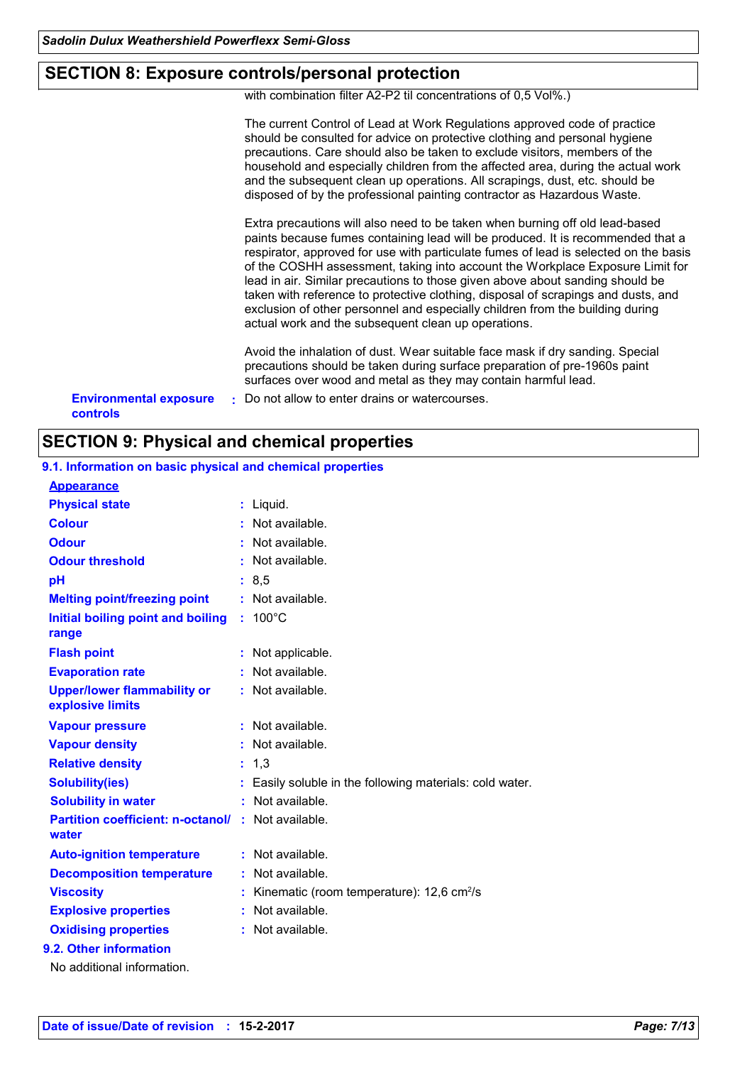## SECTION 8: Exposure controls/personal protection

with combination filter A2-P2 til concentrations of 0,5 Vol%.)

The current Control of Lead at Work Regulations approved code of practice should be consulted for advice on protective clothing and personal hygiene precautions. Care should also be taken to exclude visitors, members of the household and especially children from the affected area, during the actual work and the subsequent clean up operations. All scrapings, dust, etc. should be disposed of by the professional painting contractor as Hazardous Waste.

Extra precautions will also need to be taken when burning off old lead-based paints because fumes containing lead will be produced. It is recommended that a respirator, approved for use with particulate fumes of lead is selected on the basis of the COSHH assessment, taking into account the Workplace Exposure Limit for lead in air. Similar precautions to those given above about sanding should be taken with reference to protective clothing, disposal of scrapings and dusts, and exclusion of other personnel and especially children from the building during actual work and the subsequent clean up operations.

Avoid the inhalation of dust. Wear suitable face mask if dry sanding. Special precautions should be taken during surface preparation of pre-1960s paint surfaces over wood and metal as they may contain harmful lead.

**Environmental exposure controls** : Do not allow to enter drains or watercourses.

## SECTION 9: Physical and chemical properties

### 9.1. Information on basic physical and chemical properties

**Appearance**

| Property | Value |
|---|---|
| Physical state | Liquid. |
| Colour | Not available. |
| Odour | Not available. |
| Odour threshold | Not available. |
| pH | 8,5 |
| Melting point/freezing point | Not available. |
| Initial boiling point and boiling range | 100°C |
| Flash point | Not applicable. |
| Evaporation rate | Not available. |
| Upper/lower flammability or explosive limits | Not available. |
| Vapour pressure | Not available. |
| Vapour density | Not available. |
| Relative density | 1,3 |
| Solubility(ies) | Easily soluble in the following materials: cold water. |
| Solubility in water | Not available. |
| Partition coefficient: n-octanol/water | Not available. |
| Auto-ignition temperature | Not available. |
| Decomposition temperature | Not available. |
| Viscosity | Kinematic (room temperature): 12,6 $cm^2/s$ |
| Explosive properties | Not available. |
| Oxidising properties | Not available. |

### 9.2. Other information

No additional information.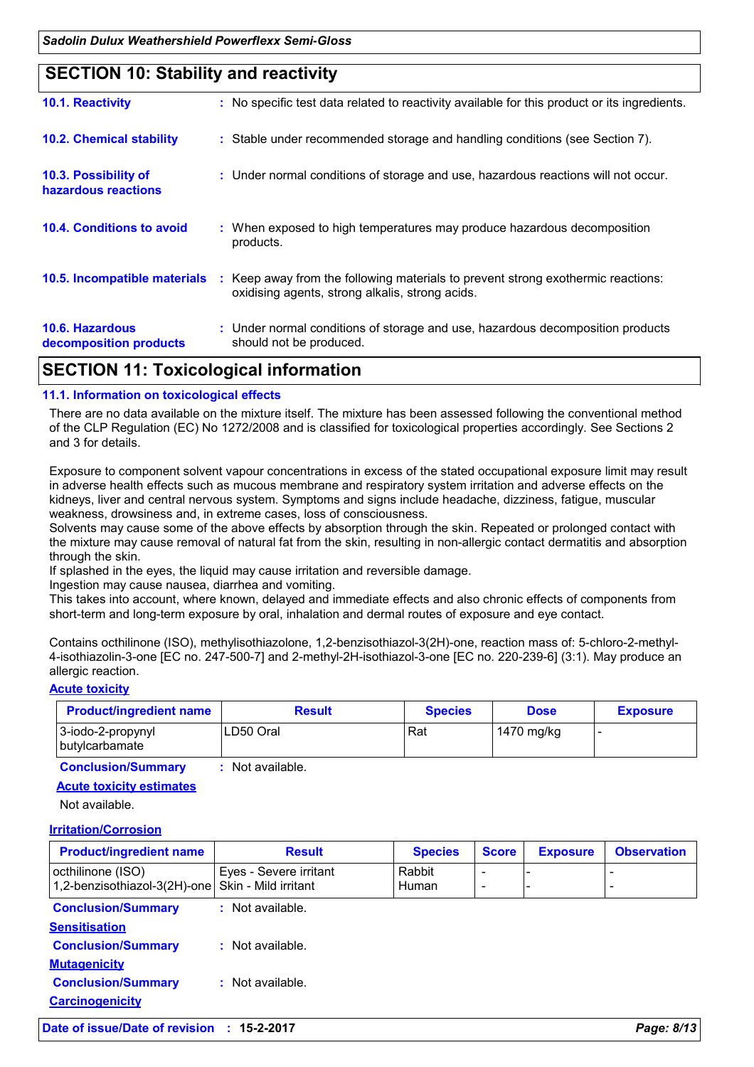## SECTION 10: Stability and reactivity

**10.1. Reactivity** : No specific test data related to reactivity available for this product or its ingredients.

**10.2. Chemical stability** : Stable under recommended storage and handling conditions (see Section 7).

**10.3. Possibility of hazardous reactions** : Under normal conditions of storage and use, hazardous reactions will not occur.

**10.4. Conditions to avoid** : When exposed to high temperatures may produce hazardous decomposition products.

**10.5. Incompatible materials** : Keep away from the following materials to prevent strong exothermic reactions: oxidising agents, strong alkalis, strong acids.

**10.6. Hazardous decomposition products** : Under normal conditions of storage and use, hazardous decomposition products should not be produced.

## SECTION 11: Toxicological information

### 11.1. Information on toxicological effects

There are no data available on the mixture itself. The mixture has been assessed following the conventional method of the CLP Regulation (EC) No 1272/2008 and is classified for toxicological properties accordingly. See Sections 2 and 3 for details.

Exposure to component solvent vapour concentrations in excess of the stated occupational exposure limit may result in adverse health effects such as mucous membrane and respiratory system irritation and adverse effects on the kidneys, liver and central nervous system. Symptoms and signs include headache, dizziness, fatigue, muscular weakness, drowsiness and, in extreme cases, loss of consciousness.
Solvents may cause some of the above effects by absorption through the skin. Repeated or prolonged contact with the mixture may cause removal of natural fat from the skin, resulting in non-allergic contact dermatitis and absorption through the skin.
If splashed in the eyes, the liquid may cause irritation and reversible damage.
Ingestion may cause nausea, diarrhea and vomiting.
This takes into account, where known, delayed and immediate effects and also chronic effects of components from short-term and long-term exposure by oral, inhalation and dermal routes of exposure and eye contact.

Contains octhilinone (ISO), methylisothiazolone, 1,2-benzisothiazol-3(2H)-one, reaction mass of: 5-chloro-2-methyl-4-isothiazolin-3-one [EC no. 247-500-7] and 2-methyl-2H-isothiazol-3-one [EC no. 220-239-6] (3:1). May produce an allergic reaction.

**Acute toxicity**

| Product/ingredient name | Result | Species | Dose | Exposure |
|---|---|---|---|---|
| 3-iodo-2-propynyl butylcarbamate | LD50 Oral | Rat | 1470 mg/kg | - |

**Conclusion/Summary** : Not available.

**Acute toxicity estimates**

Not available.

**Irritation/Corrosion**

| Product/ingredient name | Result | Species | Score | Exposure | Observation |
|---|---|---|---|---|---|
| octhilinone (ISO) | Eyes - Severe irritant | Rabbit | - | - | - |
| 1,2-benzisothiazol-3(2H)-one | Skin - Mild irritant | Human | - | - | - |

**Conclusion/Summary** : Not available.

**Sensitisation**

**Conclusion/Summary** : Not available.

**Mutagenicity**

**Conclusion/Summary** : Not available.

**Carcinogenicity**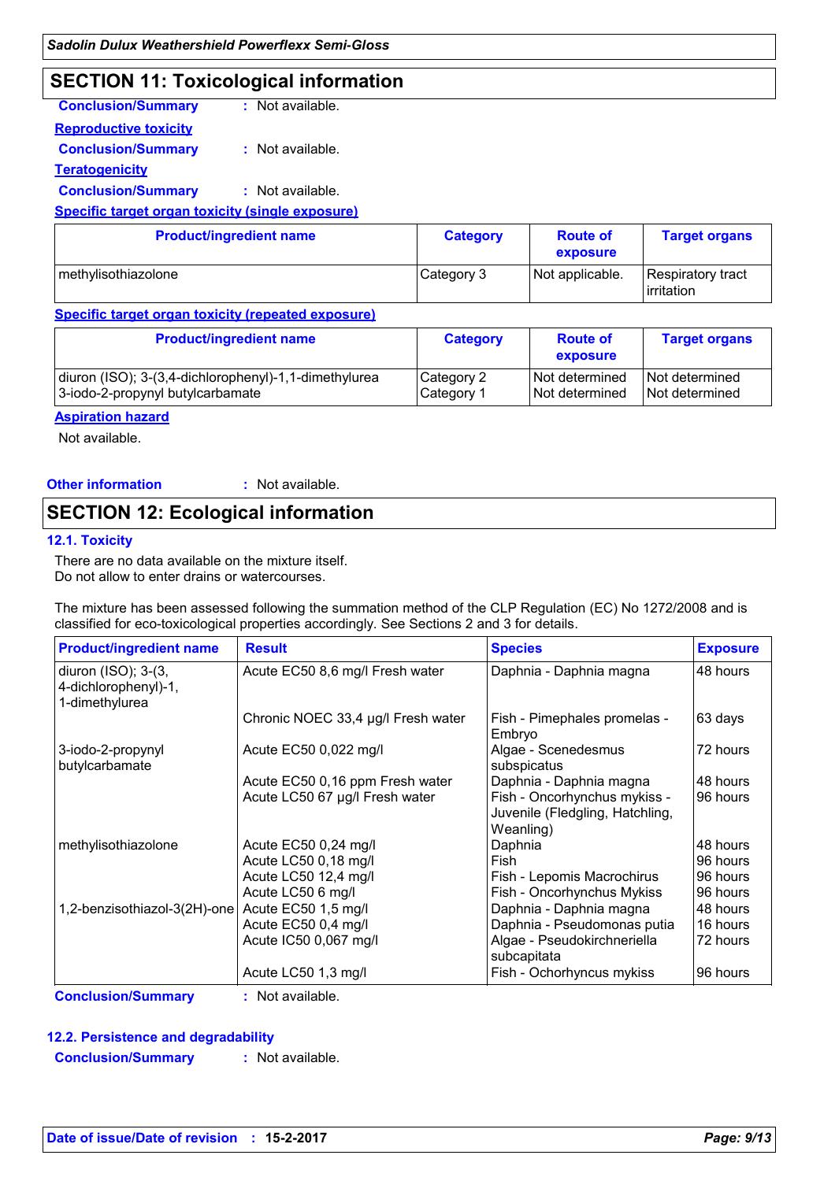## SECTION 11: Toxicological information

**Conclusion/Summary** : Not available.

**Reproductive toxicity**

**Conclusion/Summary** : Not available.

**Teratogenicity**

**Conclusion/Summary** : Not available.

**Specific target organ toxicity (single exposure)**

| Product/ingredient name | Category | Route of exposure | Target organs |
| --- | --- | --- | --- |
| methylisothiazolone | Category 3 | Not applicable. | Respiratory tract irritation |

**Specific target organ toxicity (repeated exposure)**

| Product/ingredient name | Category | Route of exposure | Target organs |
| --- | --- | --- | --- |
| diuron (ISO); 3-(3,4-dichlorophenyl)-1,1-dimethylurea | Category 2 | Not determined | Not determined |
| 3-iodo-2-propynyl butylcarbamate | Category 1 | Not determined | Not determined |

**Aspiration hazard**

Not available.

**Other information** : Not available.

## SECTION 12: Ecological information

### 12.1. Toxicity

There are no data available on the mixture itself.
Do not allow to enter drains or watercourses.

The mixture has been assessed following the summation method of the CLP Regulation (EC) No 1272/2008 and is classified for eco-toxicological properties accordingly. See Sections 2 and 3 for details.

| Product/ingredient name | Result | Species | Exposure |
| --- | --- | --- | --- |
| diuron (ISO); 3-(3,4-dichlorophenyl)-1,1-dimethylurea | Acute EC50 8,6 mg/l Fresh water | Daphnia - Daphnia magna | 48 hours |
| | Chronic NOEC 33,4 µg/l Fresh water | Fish - Pimephales promelas - Embryo | 63 days |
| 3-iodo-2-propynyl butylcarbamate | Acute EC50 0,022 mg/l | Algae - Scenedesmus subspicatus | 72 hours |
| | Acute EC50 0,16 ppm Fresh water | Daphnia - Daphnia magna | 48 hours |
| | Acute LC50 67 µg/l Fresh water | Fish - Oncorhynchus mykiss - Juvenile (Fledgling, Hatchling, Weanling) | 96 hours |
| methylisothiazolone | Acute EC50 0,24 mg/l | Daphnia | 48 hours |
| | Acute LC50 0,18 mg/l | Fish | 96 hours |
| | Acute LC50 12,4 mg/l | Fish - Lepomis Macrochirus | 96 hours |
| | Acute LC50 6 mg/l | Fish - Oncorhynchus Mykiss | 96 hours |
| 1,2-benzisothiazol-3(2H)-one | Acute EC50 1,5 mg/l | Daphnia - Daphnia magna | 48 hours |
| | Acute EC50 0,4 mg/l | Daphnia - Pseudomonas putia | 16 hours |
| | Acute IC50 0,067 mg/l | Algae - Pseudokirchneriella subcapitata | 72 hours |
| | Acute LC50 1,3 mg/l | Fish - Ochorhyncus mykiss | 96 hours |

**Conclusion/Summary** : Not available.

### 12.2. Persistence and degradability

**Conclusion/Summary** : Not available.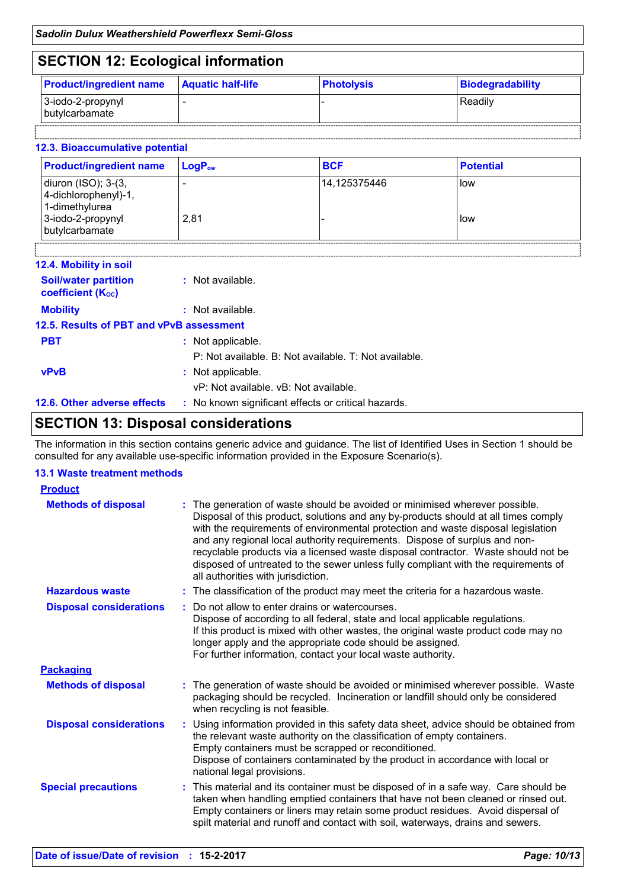## SECTION 12: Ecological information

| Product/ingredient name | Aquatic half-life | Photolysis | Biodegradability |
|---|---|---|---|
| 3-iodo-2-propynyl butylcarbamate | - | - | Readily |

### 12.3. Bioaccumulative potential

| Product/ingredient name | $LogP_{ow}$ | BCF | Potential |
|---|---|---|---|
| diuron (ISO); 3-(3, 4-dichlorophenyl)-1, 1-dimethylurea | - | 14,125375446 | low |
| 3-iodo-2-propynyl butylcarbamate | 2,81 | - | low |

### 12.4. Mobility in soil

**Soil/water partition coefficient ($K_{OC}$)** : Not available.

**Mobility** : Not available.

### 12.5. Results of PBT and vPvB assessment

**PBT** : Not applicable.
P: Not available. B: Not available. T: Not available.

**vPvB** : Not applicable.
vP: Not available. vB: Not available.

### 12.6. Other adverse effects

: No known significant effects or critical hazards.

## SECTION 13: Disposal considerations

The information in this section contains generic advice and guidance. The list of Identified Uses in Section 1 should be consulted for any available use-specific information provided in the Exposure Scenario(s).

### 13.1 Waste treatment methods

**Product**

**Methods of disposal** : The generation of waste should be avoided or minimised wherever possible. Disposal of this product, solutions and any by-products should at all times comply with the requirements of environmental protection and waste disposal legislation and any regional local authority requirements. Dispose of surplus and non-recyclable products via a licensed waste disposal contractor. Waste should not be disposed of untreated to the sewer unless fully compliant with the requirements of all authorities with jurisdiction.

**Hazardous waste** : The classification of the product may meet the criteria for a hazardous waste.

**Disposal considerations** : Do not allow to enter drains or watercourses.
Dispose of according to all federal, state and local applicable regulations.
If this product is mixed with other wastes, the original waste product code may no longer apply and the appropriate code should be assigned.
For further information, contact your local waste authority.

**Packaging**

**Methods of disposal** : The generation of waste should be avoided or minimised wherever possible. Waste packaging should be recycled. Incineration or landfill should only be considered when recycling is not feasible.

**Disposal considerations** : Using information provided in this safety data sheet, advice should be obtained from the relevant waste authority on the classification of empty containers.
Empty containers must be scrapped or reconditioned.
Dispose of containers contaminated by the product in accordance with local or national legal provisions.

**Special precautions** : This material and its container must be disposed of in a safe way. Care should be taken when handling emptied containers that have not been cleaned or rinsed out. Empty containers or liners may retain some product residues. Avoid dispersal of spilt material and runoff and contact with soil, waterways, drains and sewers.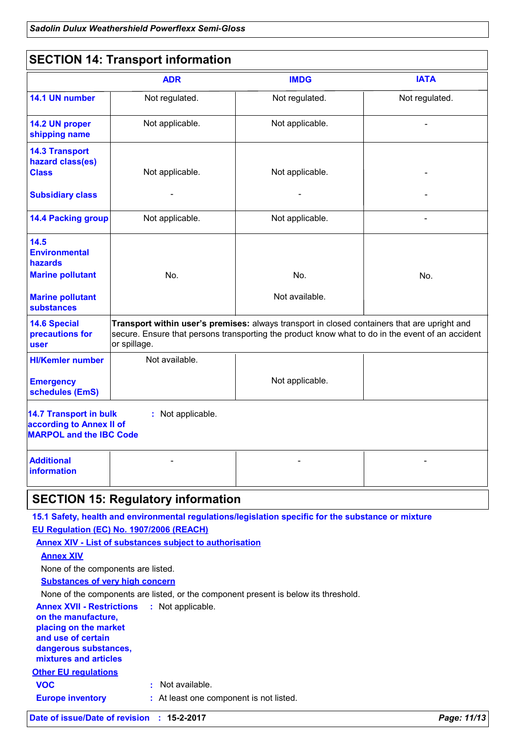## SECTION 14: Transport information

| | ADR | IMDG | IATA |
|---|---|---|---|
| **14.1 UN number** | Not regulated. | Not regulated. | Not regulated. |
| **14.2 UN proper shipping name** | Not applicable. | Not applicable. | - |
| **14.3 Transport hazard class(es)** **Class** | Not applicable. | Not applicable. | - |
| **Subsidiary class** | - | - | - |
| **14.4 Packing group** | Not applicable. | Not applicable. | - |
| **14.5 Environmental hazards** **Marine pollutant** | No. | No. | No. |
| **Marine pollutant substances** | | Not available. | |
| **14.6 Special precautions for user** | **Transport within user's premises:** always transport in closed containers that are upright and secure. Ensure that persons transporting the product know what to do in the event of an accident or spillage. | | |
| **HI/Kemler number** | Not available. | | |
| **Emergency schedules (EmS)** | | Not applicable. | |

**14.7 Transport in bulk according to Annex II of MARPOL and the IBC Code** : Not applicable.

| | | | |
|---|---|---|---|
| **Additional information** | - | - | - |

## SECTION 15: Regulatory information

### 15.1 Safety, health and environmental regulations/legislation specific for the substance or mixture

**EU Regulation (EC) No. 1907/2006 (REACH)**

**Annex XIV - List of substances subject to authorisation**

**Annex XIV**

None of the components are listed.

**Substances of very high concern**

None of the components are listed, or the component present is below its threshold.

**Annex XVII - Restrictions on the manufacture, placing on the market and use of certain dangerous substances, mixtures and articles** : Not applicable.

**Other EU regulations**

**VOC** : Not available.

**Europe inventory** : At least one component is not listed.

**Date of issue/Date of revision** : 15-2-2017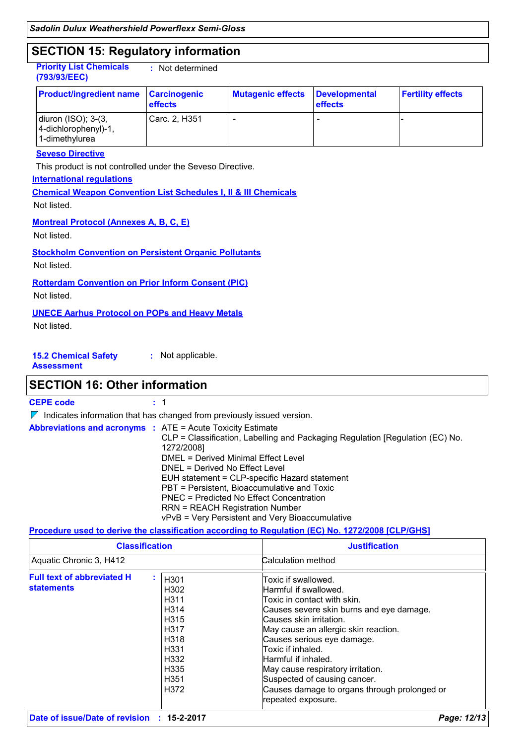## SECTION 15: Regulatory information

**Priority List Chemicals (793/93/EEC)** : Not determined

| Product/ingredient name | Carcinogenic effects | Mutagenic effects | Developmental effects | Fertility effects |
|---|---|---|---|---|
| diuron (ISO); 3-(3, 4-dichlorophenyl)-1, 1-dimethylurea | Carc. 2, H351 | - | - | - |

**Seveso Directive**

This product is not controlled under the Seveso Directive.

**International regulations**

**Chemical Weapon Convention List Schedules I, II & III Chemicals**

Not listed.

**Montreal Protocol (Annexes A, B, C, E)**

Not listed.

**Stockholm Convention on Persistent Organic Pollutants**

Not listed.

**Rotterdam Convention on Prior Inform Consent (PIC)**

Not listed.

**UNECE Aarhus Protocol on POPs and Heavy Metals**

Not listed.

**15.2 Chemical Safety Assessment** : Not applicable.

## SECTION 16: Other information

**CEPE code** : 1

◤ Indicates information that has changed from previously issued version.

**Abbreviations and acronyms** :
ATE = Acute Toxicity Estimate
CLP = Classification, Labelling and Packaging Regulation [Regulation (EC) No. 1272/2008]
DMEL = Derived Minimal Effect Level
DNEL = Derived No Effect Level
EUH statement = CLP-specific Hazard statement
PBT = Persistent, Bioaccumulative and Toxic
PNEC = Predicted No Effect Concentration
RRN = REACH Registration Number
vPvB = Very Persistent and Very Bioaccumulative

**Procedure used to derive the classification according to Regulation (EC) No. 1272/2008 [CLP/GHS]**

| Classification | Justification |
|---|---|
| Aquatic Chronic 3, H412 | Calculation method |

**Full text of abbreviated H statements** :

| | |
|---|---|
| H301 | Toxic if swallowed. |
| H302 | Harmful if swallowed. |
| H311 | Toxic in contact with skin. |
| H314 | Causes severe skin burns and eye damage. |
| H315 | Causes skin irritation. |
| H317 | May cause an allergic skin reaction. |
| H318 | Causes serious eye damage. |
| H331 | Toxic if inhaled. |
| H332 | Harmful if inhaled. |
| H335 | May cause respiratory irritation. |
| H351 | Suspected of causing cancer. |
| H372 | Causes damage to organs through prolonged or repeated exposure. |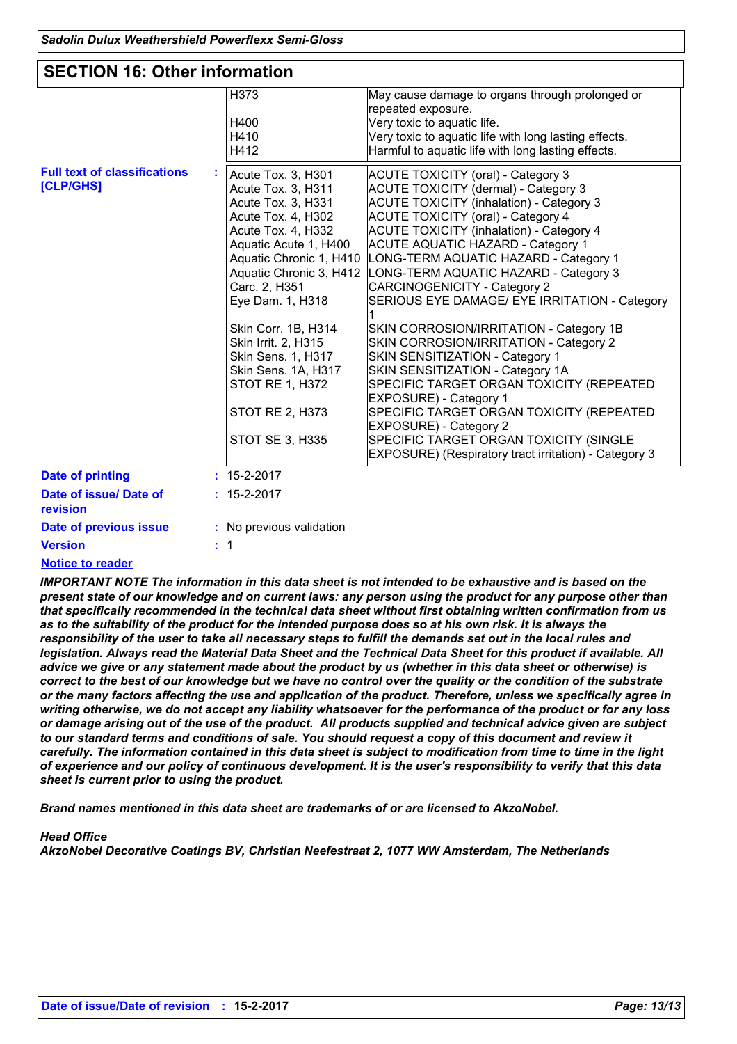## SECTION 16: Other information

| | | |
|---|---|---|
| | H373 | May cause damage to organs through prolonged or repeated exposure. |
| | H400 | Very toxic to aquatic life. |
| | H410 | Very toxic to aquatic life with long lasting effects. |
| | H412 | Harmful to aquatic life with long lasting effects. |
| **Full text of classifications [CLP/GHS]** | Acute Tox. 3, H301 | ACUTE TOXICITY (oral) - Category 3 |
| | Acute Tox. 3, H311 | ACUTE TOXICITY (dermal) - Category 3 |
| | Acute Tox. 3, H331 | ACUTE TOXICITY (inhalation) - Category 3 |
| | Acute Tox. 4, H302 | ACUTE TOXICITY (oral) - Category 4 |
| | Acute Tox. 4, H332 | ACUTE TOXICITY (inhalation) - Category 4 |
| | Aquatic Acute 1, H400 | ACUTE AQUATIC HAZARD - Category 1 |
| | Aquatic Chronic 1, H410 | LONG-TERM AQUATIC HAZARD - Category 1 |
| | Aquatic Chronic 3, H412 | LONG-TERM AQUATIC HAZARD - Category 3 |
| | Carc. 2, H351 | CARCINOGENICITY - Category 2 |
| | Eye Dam. 1, H318 | SERIOUS EYE DAMAGE/ EYE IRRITATION - Category 1 |
| | Skin Corr. 1B, H314 | SKIN CORROSION/IRRITATION - Category 1B |
| | Skin Irrit. 2, H315 | SKIN CORROSION/IRRITATION - Category 2 |
| | Skin Sens. 1, H317 | SKIN SENSITIZATION - Category 1 |
| | Skin Sens. 1A, H317 | SKIN SENSITIZATION - Category 1A |
| | STOT RE 1, H372 | SPECIFIC TARGET ORGAN TOXICITY (REPEATED EXPOSURE) - Category 1 |
| | STOT RE 2, H373 | SPECIFIC TARGET ORGAN TOXICITY (REPEATED EXPOSURE) - Category 2 |
| | STOT SE 3, H335 | SPECIFIC TARGET ORGAN TOXICITY (SINGLE EXPOSURE) (Respiratory tract irritation) - Category 3 |

**Date of printing** : 15-2-2017

**Date of issue/ Date of revision** : 15-2-2017

**Date of previous issue** : No previous validation

**Version** : 1

**Notice to reader**

***IMPORTANT NOTE The information in this data sheet is not intended to be exhaustive and is based on the present state of our knowledge and on current laws: any person using the product for any purpose other than that specifically recommended in the technical data sheet without first obtaining written confirmation from us as to the suitability of the product for the intended purpose does so at his own risk. It is always the responsibility of the user to take all necessary steps to fulfill the demands set out in the local rules and legislation. Always read the Material Data Sheet and the Technical Data Sheet for this product if available. All advice we give or any statement made about the product by us (whether in this data sheet or otherwise) is correct to the best of our knowledge but we have no control over the quality or the condition of the substrate or the many factors affecting the use and application of the product. Therefore, unless we specifically agree in writing otherwise, we do not accept any liability whatsoever for the performance of the product or for any loss or damage arising out of the use of the product. All products supplied and technical advice given are subject to our standard terms and conditions of sale. You should request a copy of this document and review it carefully. The information contained in this data sheet is subject to modification from time to time in the light of experience and our policy of continuous development. It is the user's responsibility to verify that this data sheet is current prior to using the product.***

***Brand names mentioned in this data sheet are trademarks of or are licensed to AkzoNobel.***

***Head Office***
***AkzoNobel Decorative Coatings BV, Christian Neefestraat 2, 1077 WW Amsterdam, The Netherlands***